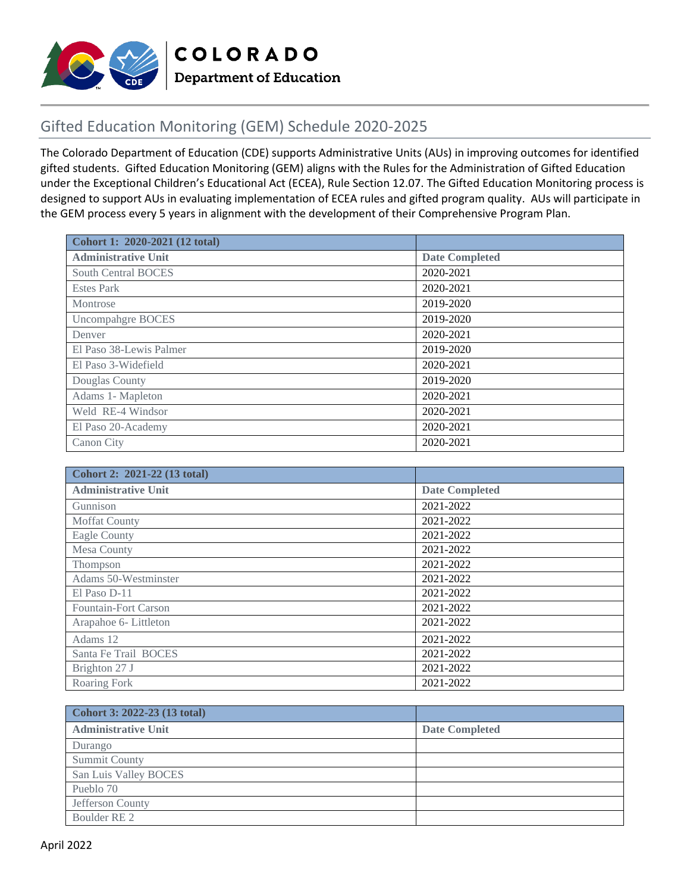COLORADO
Department of Education

# Gifted Education Monitoring (GEM) Schedule 2020-2025

The Colorado Department of Education (CDE) supports Administrative Units (AUs) in improving outcomes for identified gifted students. Gifted Education Monitoring (GEM) aligns with the Rules for the Administration of Gifted Education under the Exceptional Children's Educational Act (ECEA), Rule Section 12.07. The Gifted Education Monitoring process is designed to support AUs in evaluating implementation of ECEA rules and gifted program quality. AUs will participate in the GEM process every 5 years in alignment with the development of their Comprehensive Program Plan.

| **Cohort 1: 2020-2021 (12 total)** | |
|---|---|
| **Administrative Unit** | **Date Completed** |
| South Central BOCES | 2020-2021 |
| Estes Park | 2020-2021 |
| Montrose | 2019-2020 |
| Uncompahgre BOCES | 2019-2020 |
| Denver | 2020-2021 |
| El Paso 38-Lewis Palmer | 2019-2020 |
| El Paso 3-Widefield | 2020-2021 |
| Douglas County | 2019-2020 |
| Adams 1- Mapleton | 2020-2021 |
| Weld RE-4 Windsor | 2020-2021 |
| El Paso 20-Academy | 2020-2021 |
| Canon City | 2020-2021 |

| **Cohort 2: 2021-22 (13 total)** | |
|---|---|
| **Administrative Unit** | **Date Completed** |
| Gunnison | 2021-2022 |
| Moffat County | 2021-2022 |
| Eagle County | 2021-2022 |
| Mesa County | 2021-2022 |
| Thompson | 2021-2022 |
| Adams 50-Westminster | 2021-2022 |
| El Paso D-11 | 2021-2022 |
| Fountain-Fort Carson | 2021-2022 |
| Arapahoe 6- Littleton | 2021-2022 |
| Adams 12 | 2021-2022 |
| Santa Fe Trail BOCES | 2021-2022 |
| Brighton 27 J | 2021-2022 |
| Roaring Fork | 2021-2022 |

| **Cohort 3: 2022-23 (13 total)** | |
|---|---|
| **Administrative Unit** | **Date Completed** |
| Durango | |
| Summit County | |
| San Luis Valley BOCES | |
| Pueblo 70 | |
| Jefferson County | |
| Boulder RE 2 | |

April 2022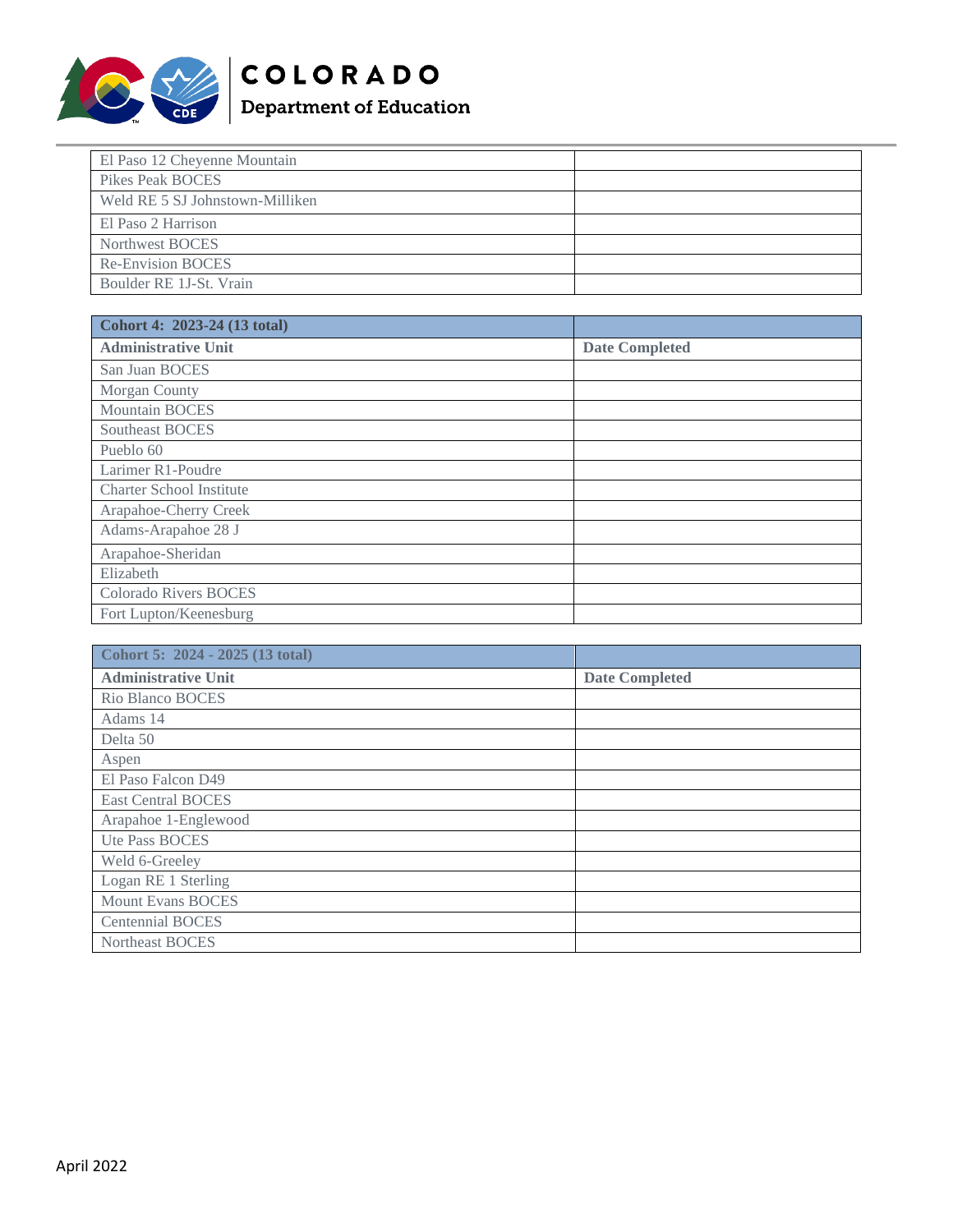| | |
|---|---|
| El Paso 12 Cheyenne Mountain | |
| Pikes Peak BOCES | |
| Weld RE 5 SJ Johnstown-Milliken | |
| El Paso 2 Harrison | |
| Northwest BOCES | |
| Re-Envision BOCES | |
| Boulder RE 1J-St. Vrain | |

| Cohort 4: 2023-24 (13 total) | |
|---|---|
| **Administrative Unit** | **Date Completed** |
| San Juan BOCES | |
| Morgan County | |
| Mountain BOCES | |
| Southeast BOCES | |
| Pueblo 60 | |
| Larimer R1-Poudre | |
| Charter School Institute | |
| Arapahoe-Cherry Creek | |
| Adams-Arapahoe 28 J | |
| Arapahoe-Sheridan | |
| Elizabeth | |
| Colorado Rivers BOCES | |
| Fort Lupton/Keenesburg | |

| Cohort 5: 2024 - 2025 (13 total) | |
|---|---|
| **Administrative Unit** | **Date Completed** |
| Rio Blanco BOCES | |
| Adams 14 | |
| Delta 50 | |
| Aspen | |
| El Paso Falcon D49 | |
| East Central BOCES | |
| Arapahoe 1-Englewood | |
| Ute Pass BOCES | |
| Weld 6-Greeley | |
| Logan RE 1 Sterling | |
| Mount Evans BOCES | |
| Centennial BOCES | |
| Northeast BOCES | |